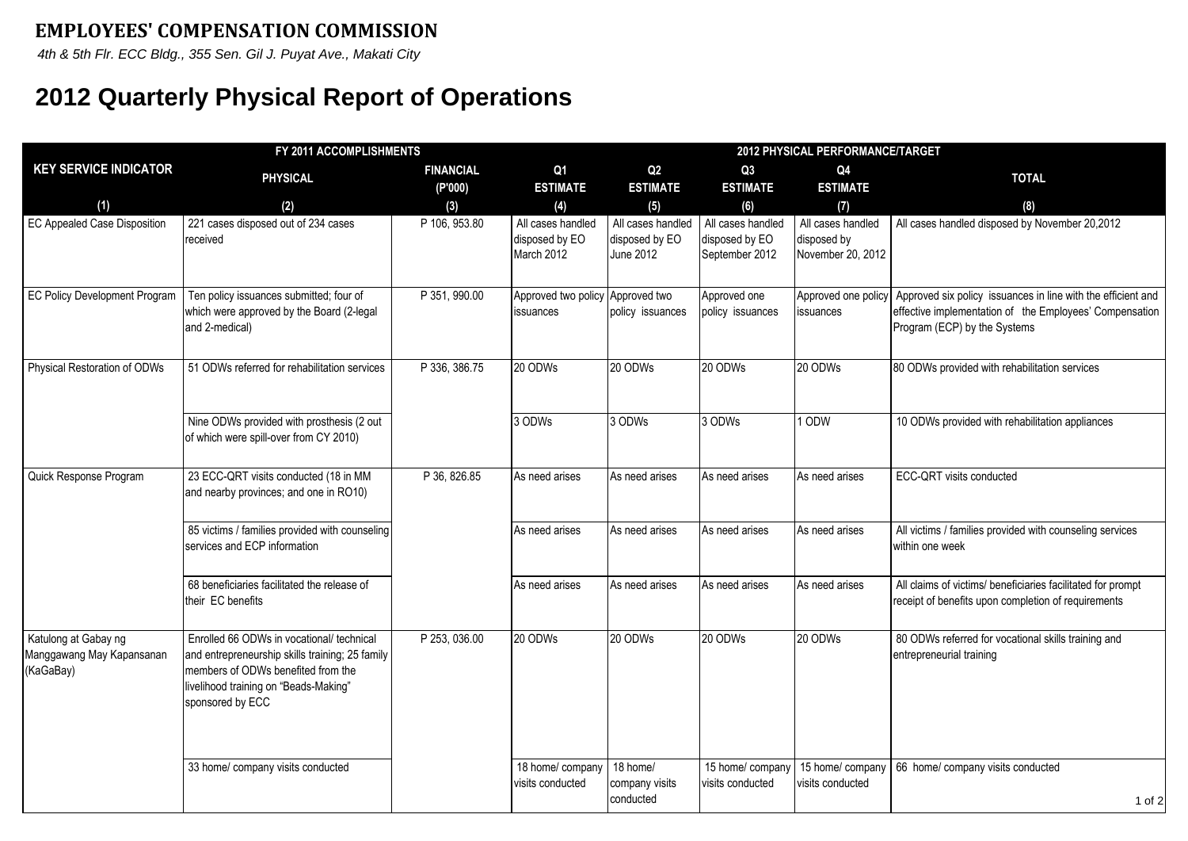**EMPLOYEES' COMPENSATION COMMISSION**

*4th & 5th Flr. ECC Bldg., 355 Sen. Gil J. Puyat Ave., Makati City*

# 2012 Quarterly Physical Report of Operations

| KEY SERVICE INDICATOR | FY 2011 ACCOMPLISHMENTS | | 2012 PHYSICAL PERFORMANCE/TARGET | | | | |
|---|---|---|---|---|---|---|---|
| | PHYSICAL | FINANCIAL (P'000) | Q1 ESTIMATE | Q2 ESTIMATE | Q3 ESTIMATE | Q4 ESTIMATE | TOTAL |
| (1) | (2) | (3) | (4) | (5) | (6) | (7) | (8) |
| EC Appealed Case Disposition | 221 cases disposed out of 234 cases received | P 106, 953.80 | All cases handled disposed by EO March 2012 | All cases handled disposed by EO June 2012 | All cases handled disposed by EO September 2012 | All cases handled disposed by November 20, 2012 | All cases handled disposed by November 20,2012 |
| EC Policy Development Program | Ten policy issuances submitted; four of which were approved by the Board (2-legal and 2-medical) | P 351, 990.00 | Approved two policy issuances | Approved two policy issuances | Approved one policy issuances | Approved one policy issuances | Approved six policy issuances in line with the efficient and effective implementation of the Employees' Compensation Program (ECP) by the Systems |
| Physical Restoration of ODWs | 51 ODWs referred for rehabilitation services | P 336, 386.75 | 20 ODWs | 20 ODWs | 20 ODWs | 20 ODWs | 80 ODWs provided with rehabilitation services |
| | Nine ODWs provided with prosthesis (2 out of which were spill-over from CY 2010) | | 3 ODWs | 3 ODWs | 3 ODWs | 1 ODW | 10 ODWs provided with rehabilitation appliances |
| Quick Response Program | 23 ECC-QRT visits conducted (18 in MM and nearby provinces; and one in RO10) | P 36, 826.85 | As need arises | As need arises | As need arises | As need arises | ECC-QRT visits conducted |
| | 85 victims / families provided with counseling services and ECP information | | As need arises | As need arises | As need arises | As need arises | All victims / families provided with counseling services within one week |
| | 68 beneficiaries facilitated the release of their EC benefits | | As need arises | As need arises | As need arises | As need arises | All claims of victims/ beneficiaries facilitated for prompt receipt of benefits upon completion of requirements |
| Katulong at Gabay ng Manggawang May Kapansanan (KaGaBay) | Enrolled 66 ODWs in vocational/ technical and entrepreneurship skills training; 25 family members of ODWs benefited from the livelihood training on "Beads-Making" sponsored by ECC | P 253, 036.00 | 20 ODWs | 20 ODWs | 20 ODWs | 20 ODWs | 80 ODWs referred for vocational skills training and entrepreneurial training |
| | 33 home/ company visits conducted | | 18 home/ company visits conducted | 18 home/ company visits conducted | 15 home/ company visits conducted | 15 home/ company visits conducted | 66 home/ company visits conducted |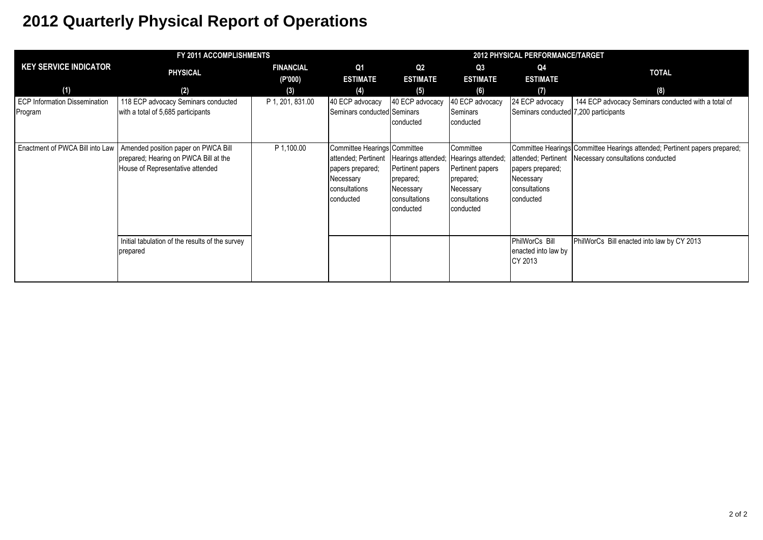# 2012 Quarterly Physical Report of Operations

| KEY SERVICE INDICATOR | FY 2011 ACCOMPLISHMENTS | | 2012 PHYSICAL PERFORMANCE/TARGET | | | | |
|---|---|---|---|---|---|---|---|
| | PHYSICAL | FINANCIAL (P'000) | Q1 ESTIMATE | Q2 ESTIMATE | Q3 ESTIMATE | Q4 ESTIMATE | TOTAL |
| (1) | (2) | (3) | (4) | (5) | (6) | (7) | (8) |
| ECP Information Dissemination Program | 118 ECP advocacy Seminars conducted with a total of 5,685 participants | P 1, 201, 831.00 | 40 ECP advocacy Seminars conducted | 40 ECP advocacy Seminars conducted | 40 ECP advocacy Seminars conducted | 24 ECP advocacy Seminars conducted | 144 ECP advocacy Seminars conducted with a total of 7,200 participants |
| Enactment of PWCA Bill into Law | Amended position paper on PWCA Bill prepared; Hearing on PWCA Bill at the House of Representative attended | P 1,100.00 | Committee Hearings attended; Pertinent papers prepared; Necessary consultations conducted | Committee Hearings attended; Pertinent papers prepared; Necessary consultations conducted | Committee Hearings attended; Pertinent papers prepared; Necessary consultations conducted | Committee Hearings attended; Pertinent papers prepared; Necessary consultations conducted | Committee Hearings attended; Pertinent papers prepared; Necessary consultations conducted |
| | Initial tabulation of the results of the survey prepared | | | | | PhilWorCs Bill enacted into law by CY 2013 | PhilWorCs Bill enacted into law by CY 2013 |